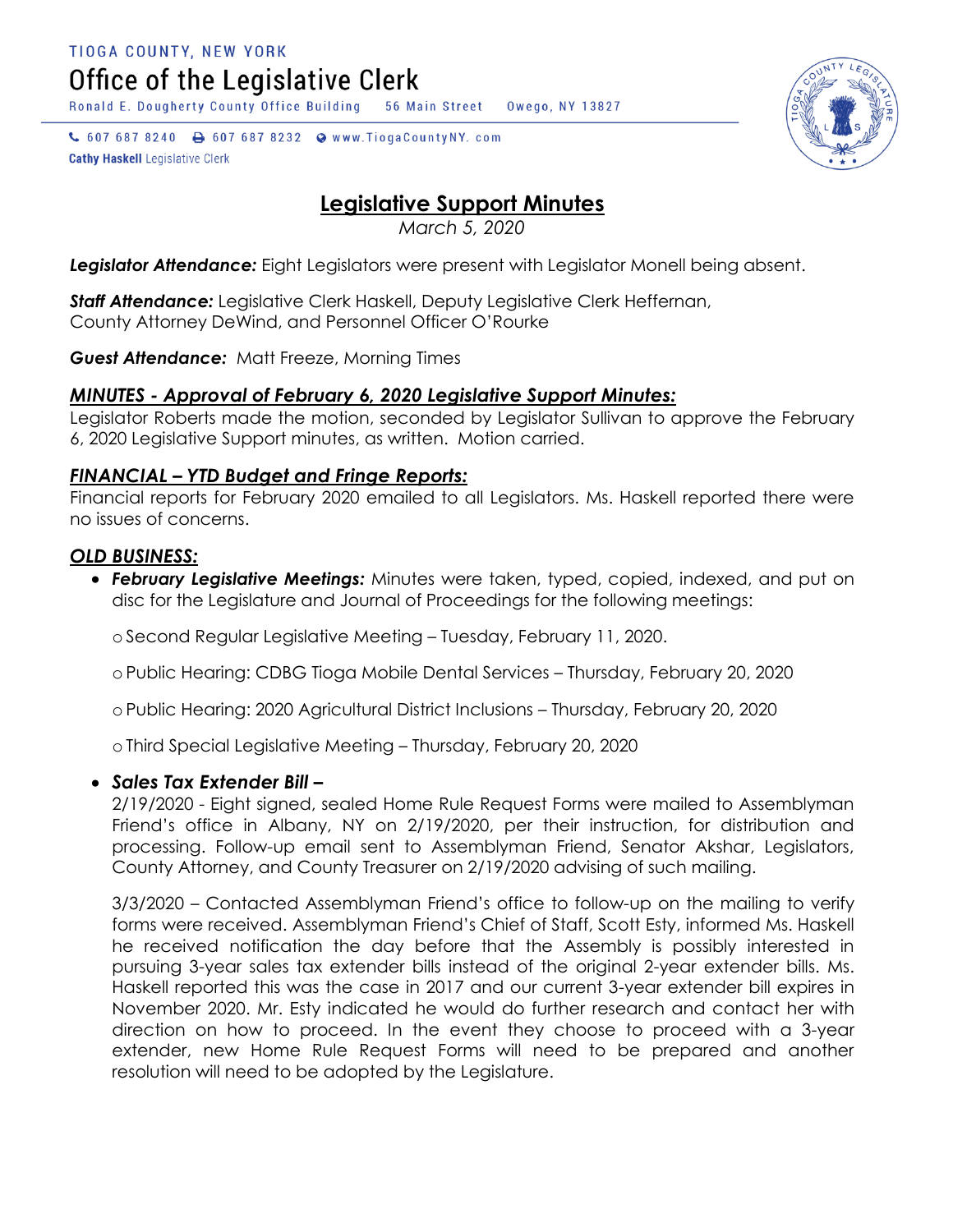TIOGA COUNTY, NEW YORK

# Office of the Legislative Clerk

Ronald E. Dougherty County Office Building    56 Main Street    Owego, NY 13827

607 687 8240    607 687 8232    www.TiogaCountyNY.com

**Cathy Haskell** Legislative Clerk

## Legislative Support Minutes

*March 5, 2020*

***Legislator Attendance:*** Eight Legislators were present with Legislator Monell being absent.

***Staff Attendance:*** Legislative Clerk Haskell, Deputy Legislative Clerk Heffernan, County Attorney DeWind, and Personnel Officer O'Rourke

***Guest Attendance:*** Matt Freeze, Morning Times

### *MINUTES - Approval of February 6, 2020 Legislative Support Minutes:*

Legislator Roberts made the motion, seconded by Legislator Sullivan to approve the February 6, 2020 Legislative Support minutes, as written. Motion carried.

### *FINANCIAL – YTD Budget and Fringe Reports:*

Financial reports for February 2020 emailed to all Legislators. Ms. Haskell reported there were no issues of concerns.

### *OLD BUSINESS:*

- ***February Legislative Meetings:*** Minutes were taken, typed, copied, indexed, and put on disc for the Legislature and Journal of Proceedings for the following meetings:
  - Second Regular Legislative Meeting – Tuesday, February 11, 2020.
  - Public Hearing: CDBG Tioga Mobile Dental Services – Thursday, February 20, 2020
  - Public Hearing: 2020 Agricultural District Inclusions – Thursday, February 20, 2020
  - Third Special Legislative Meeting – Thursday, February 20, 2020
- ***Sales Tax Extender Bill –***

  2/19/2020 - Eight signed, sealed Home Rule Request Forms were mailed to Assemblyman Friend's office in Albany, NY on 2/19/2020, per their instruction, for distribution and processing. Follow-up email sent to Assemblyman Friend, Senator Akshar, Legislators, County Attorney, and County Treasurer on 2/19/2020 advising of such mailing.

  3/3/2020 – Contacted Assemblyman Friend's office to follow-up on the mailing to verify forms were received. Assemblyman Friend's Chief of Staff, Scott Esty, informed Ms. Haskell he received notification the day before that the Assembly is possibly interested in pursuing 3-year sales tax extender bills instead of the original 2-year extender bills. Ms. Haskell reported this was the case in 2017 and our current 3-year extender bill expires in November 2020. Mr. Esty indicated he would do further research and contact her with direction on how to proceed. In the event they choose to proceed with a 3-year extender, new Home Rule Request Forms will need to be prepared and another resolution will need to be adopted by the Legislature.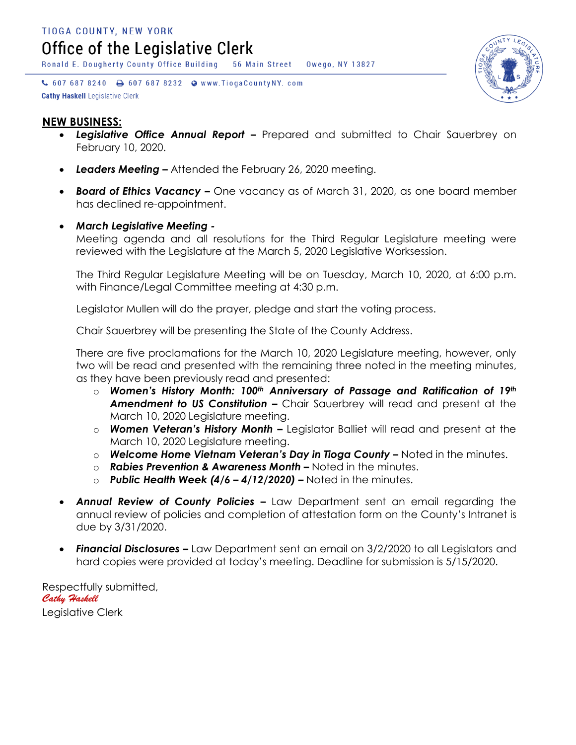TIOGA COUNTY, NEW YORK

# Office of the Legislative Clerk

Ronald E. Dougherty County Office Building 56 Main Street Owego, NY 13827

607 687 8240 607 687 8232 www.TiogaCountyNY.com

**Cathy Haskell** Legislative Clerk

## NEW BUSINESS:

- ***Legislative Office Annual Report –*** Prepared and submitted to Chair Sauerbrey on February 10, 2020.
- ***Leaders Meeting –*** Attended the February 26, 2020 meeting.
- ***Board of Ethics Vacancy –*** One vacancy as of March 31, 2020, as one board member has declined re-appointment.
- ***March Legislative Meeting -***

  Meeting agenda and all resolutions for the Third Regular Legislature meeting were reviewed with the Legislature at the March 5, 2020 Legislative Worksession.

  The Third Regular Legislature Meeting will be on Tuesday, March 10, 2020, at 6:00 p.m. with Finance/Legal Committee meeting at 4:30 p.m.

  Legislator Mullen will do the prayer, pledge and start the voting process.

  Chair Sauerbrey will be presenting the State of the County Address.

  There are five proclamations for the March 10, 2020 Legislature meeting, however, only two will be read and presented with the remaining three noted in the meeting minutes, as they have been previously read and presented:
  - ***Women's History Month: 100th Anniversary of Passage and Ratification of 19th Amendment to US Constitution –*** Chair Sauerbrey will read and present at the March 10, 2020 Legislature meeting.
  - ***Women Veteran's History Month –*** Legislator Balliet will read and present at the March 10, 2020 Legislature meeting.
  - ***Welcome Home Vietnam Veteran's Day in Tioga County –*** Noted in the minutes.
  - ***Rabies Prevention & Awareness Month –*** Noted in the minutes.
  - ***Public Health Week (4/6 – 4/12/2020) –*** Noted in the minutes.
- ***Annual Review of County Policies –*** Law Department sent an email regarding the annual review of policies and completion of attestation form on the County's Intranet is due by 3/31/2020.
- ***Financial Disclosures –*** Law Department sent an email on 3/2/2020 to all Legislators and hard copies were provided at today's meeting. Deadline for submission is 5/15/2020.

Respectfully submitted,
*Cathy Haskell*
Legislative Clerk